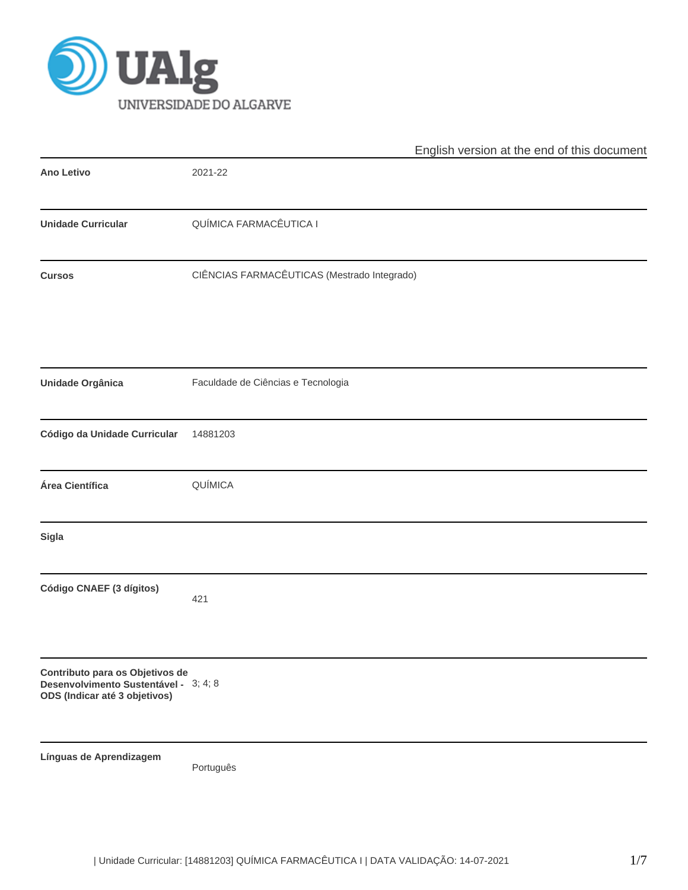English version at the end of this document

| | |
|---|---|
| **Ano Letivo** | 2021-22 |
| **Unidade Curricular** | QUÍMICA FARMACÊUTICA I |
| **Cursos** | CIÊNCIAS FARMACÊUTICAS (Mestrado Integrado) |
| **Unidade Orgânica** | Faculdade de Ciências e Tecnologia |
| **Código da Unidade Curricular** | 14881203 |
| **Área Científica** | QUÍMICA |
| **Sigla** | |
| **Código CNAEF (3 dígitos)** | 421 |
| **Contributo para os Objetivos de Desenvolvimento Sustentável - ODS (Indicar até 3 objetivos)** | 3; 4; 8 |
| **Línguas de Aprendizagem** | Português |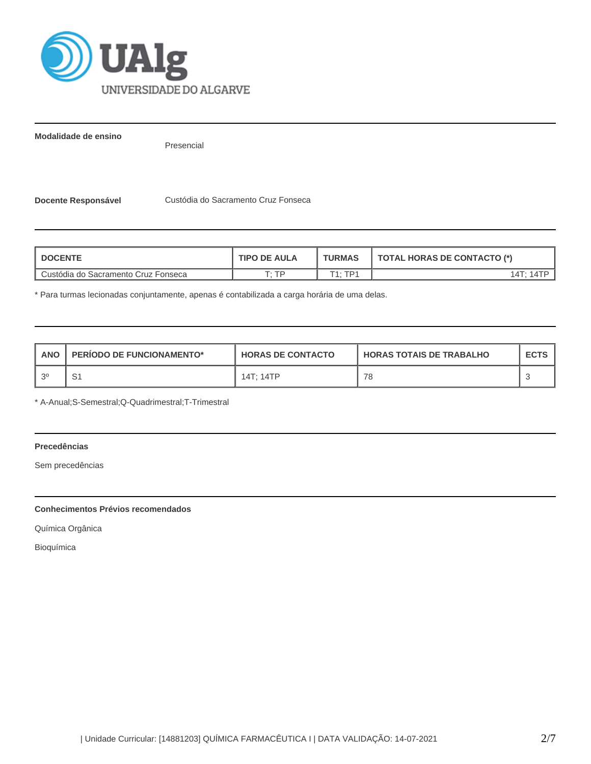**Modalidade de ensino**

Presencial

**Docente Responsável** Custódia do Sacramento Cruz Fonseca

| DOCENTE | TIPO DE AULA | TURMAS | TOTAL HORAS DE CONTACTO (*) |
|---|---|---|---|
| Custódia do Sacramento Cruz Fonseca | T; TP | T1; TP1 | 14T; 14TP |

* Para turmas lecionadas conjuntamente, apenas é contabilizada a carga horária de uma delas.

| ANO | PERÍODO DE FUNCIONAMENTO* | HORAS DE CONTACTO | HORAS TOTAIS DE TRABALHO | ECTS |
|---|---|---|---|---|
| 3º | S1 | 14T; 14TP | 78 | 3 |

* A-Anual;S-Semestral;Q-Quadrimestral;T-Trimestral

**Precedências**

Sem precedências

**Conhecimentos Prévios recomendados**

Química Orgânica

Bioquímica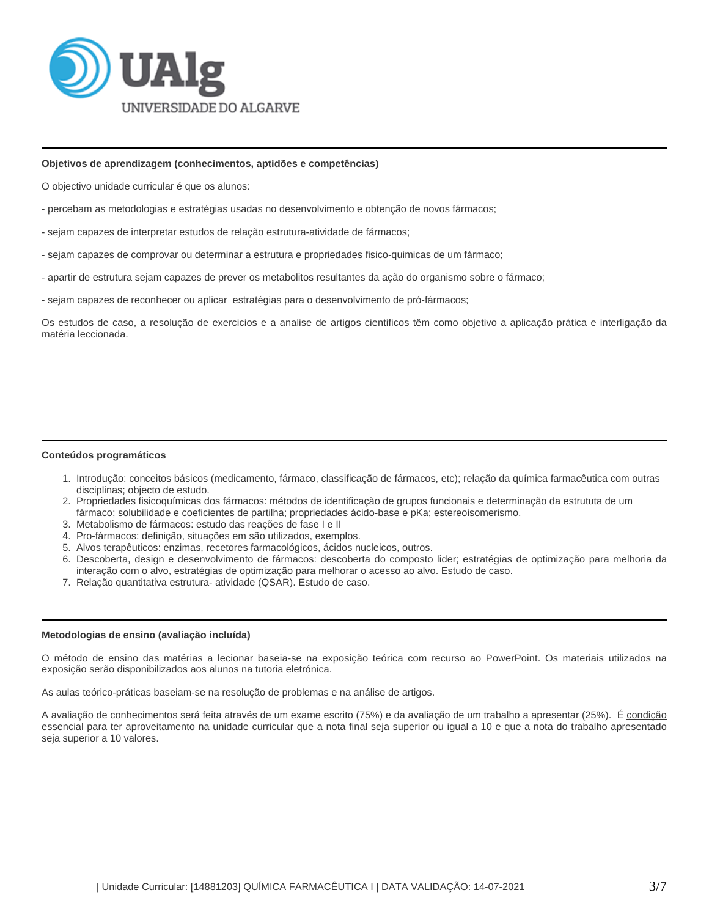### Objetivos de aprendizagem (conhecimentos, aptidões e competências)

O objectivo unidade curricular é que os alunos:

- percebam as metodologias e estratégias usadas no desenvolvimento e obtenção de novos fármacos;

- sejam capazes de interpretar estudos de relação estrutura-atividade de fármacos;

- sejam capazes de comprovar ou determinar a estrutura e propriedades fisico-quimicas de um fármaco;

- apartir de estrutura sejam capazes de prever os metabolitos resultantes da ação do organismo sobre o fármaco;

- sejam capazes de reconhecer ou aplicar estratégias para o desenvolvimento de pró-fármacos;

Os estudos de caso, a resolução de exercicios e a analise de artigos cientificos têm como objetivo a aplicação prática e interligação da matéria leccionada.

### Conteúdos programáticos

1. Introdução: conceitos básicos (medicamento, fármaco, classificação de fármacos, etc); relação da química farmacêutica com outras disciplinas; objecto de estudo.
2. Propriedades fisicoquímicas dos fármacos: métodos de identificação de grupos funcionais e determinação da estrututa de um fármaco; solubilidade e coeficientes de partilha; propriedades ácido-base e pKa; estereoisomerismo.
3. Metabolismo de fármacos: estudo das reações de fase I e II
4. Pro-fármacos: definição, situações em são utilizados, exemplos.
5. Alvos terapêuticos: enzimas, recetores farmacológicos, ácidos nucleicos, outros.
6. Descoberta, design e desenvolvimento de fármacos: descoberta do composto lider; estratégias de optimização para melhoria da interação com o alvo, estratégias de optimização para melhorar o acesso ao alvo. Estudo de caso.
7. Relação quantitativa estrutura- atividade (QSAR). Estudo de caso.

### Metodologias de ensino (avaliação incluída)

O método de ensino das matérias a lecionar baseia-se na exposição teórica com recurso ao PowerPoint. Os materiais utilizados na exposição serão disponibilizados aos alunos na tutoria eletrónica.

As aulas teórico-práticas baseiam-se na resolução de problemas e na análise de artigos.

A avaliação de conhecimentos será feita através de um exame escrito (75%) e da avaliação de um trabalho a apresentar (25%). É condição essencial para ter aproveitamento na unidade curricular que a nota final seja superior ou igual a 10 e que a nota do trabalho apresentado seja superior a 10 valores.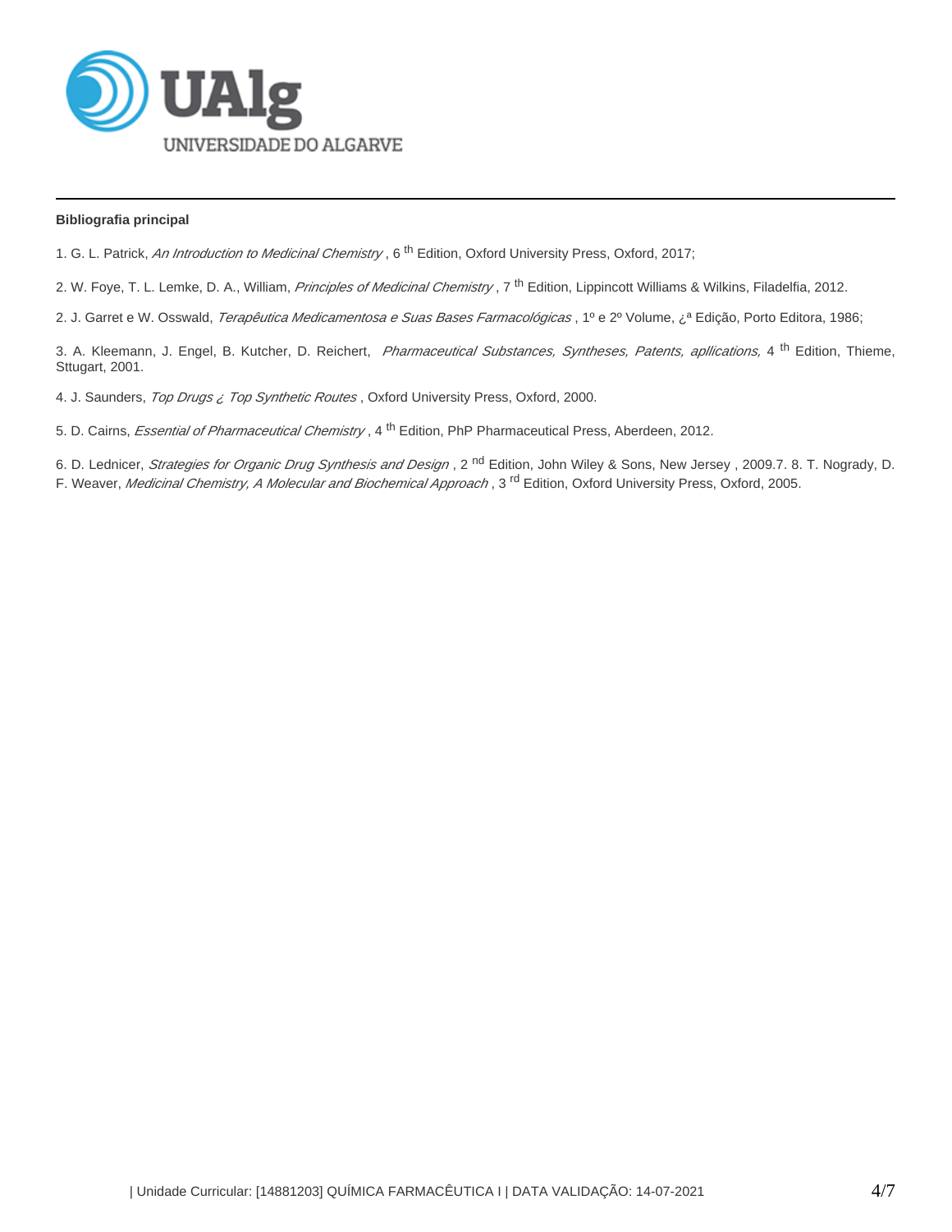**Bibliografia principal**

1. G. L. Patrick, *An Introduction to Medicinal Chemistry* , 6 th Edition, Oxford University Press, Oxford, 2017;

2. W. Foye, T. L. Lemke, D. A., William, *Principles of Medicinal Chemistry* , 7 th Edition, Lippincott Williams & Wilkins, Filadelfia, 2012.

2. J. Garret e W. Osswald, *Terapêutica Medicamentosa e Suas Bases Farmacológicas* , 1º e 2º Volume, ¿ª Edição, Porto Editora, 1986;

3. A. Kleemann, J. Engel, B. Kutcher, D. Reichert, *Pharmaceutical Substances, Syntheses, Patents, apllications,* 4 th Edition, Thieme, Sttugart, 2001.

4. J. Saunders, *Top Drugs ¿ Top Synthetic Routes* , Oxford University Press, Oxford, 2000.

5. D. Cairns, *Essential of Pharmaceutical Chemistry* , 4 th Edition, PhP Pharmaceutical Press, Aberdeen, 2012.

6. D. Lednicer, *Strategies for Organic Drug Synthesis and Design* , 2 nd Edition, John Wiley & Sons, New Jersey , 2009.7. 8. T. Nogrady, D. F. Weaver, *Medicinal Chemistry, A Molecular and Biochemical Approach* , 3 rd Edition, Oxford University Press, Oxford, 2005.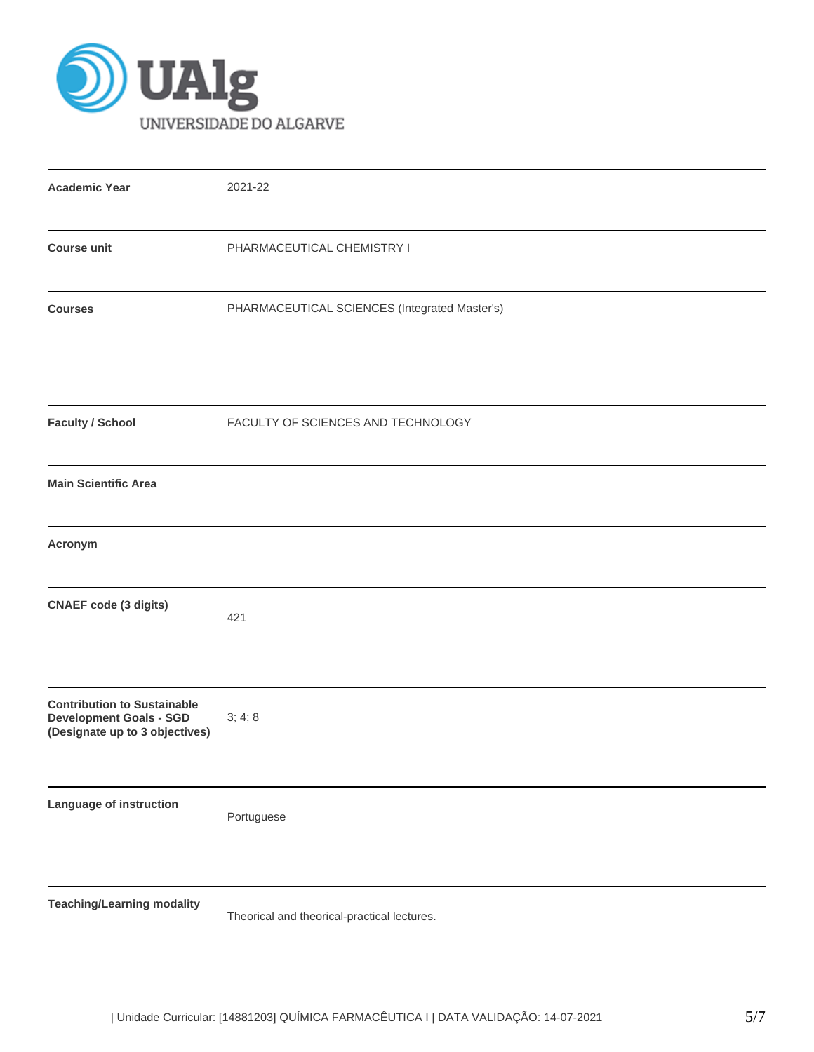| | |
|---|---|
| **Academic Year** | 2021-22 |
| **Course unit** | PHARMACEUTICAL CHEMISTRY I |
| **Courses** | PHARMACEUTICAL SCIENCES (Integrated Master's) |
| **Faculty / School** | FACULTY OF SCIENCES AND TECHNOLOGY |
| **Main Scientific Area** | |
| **Acronym** | |
| **CNAEF code (3 digits)** | 421 |
| **Contribution to Sustainable Development Goals - SGD (Designate up to 3 objectives)** | 3; 4; 8 |
| **Language of instruction** | Portuguese |
| **Teaching/Learning modality** | Theorical and theorical-practical lectures. |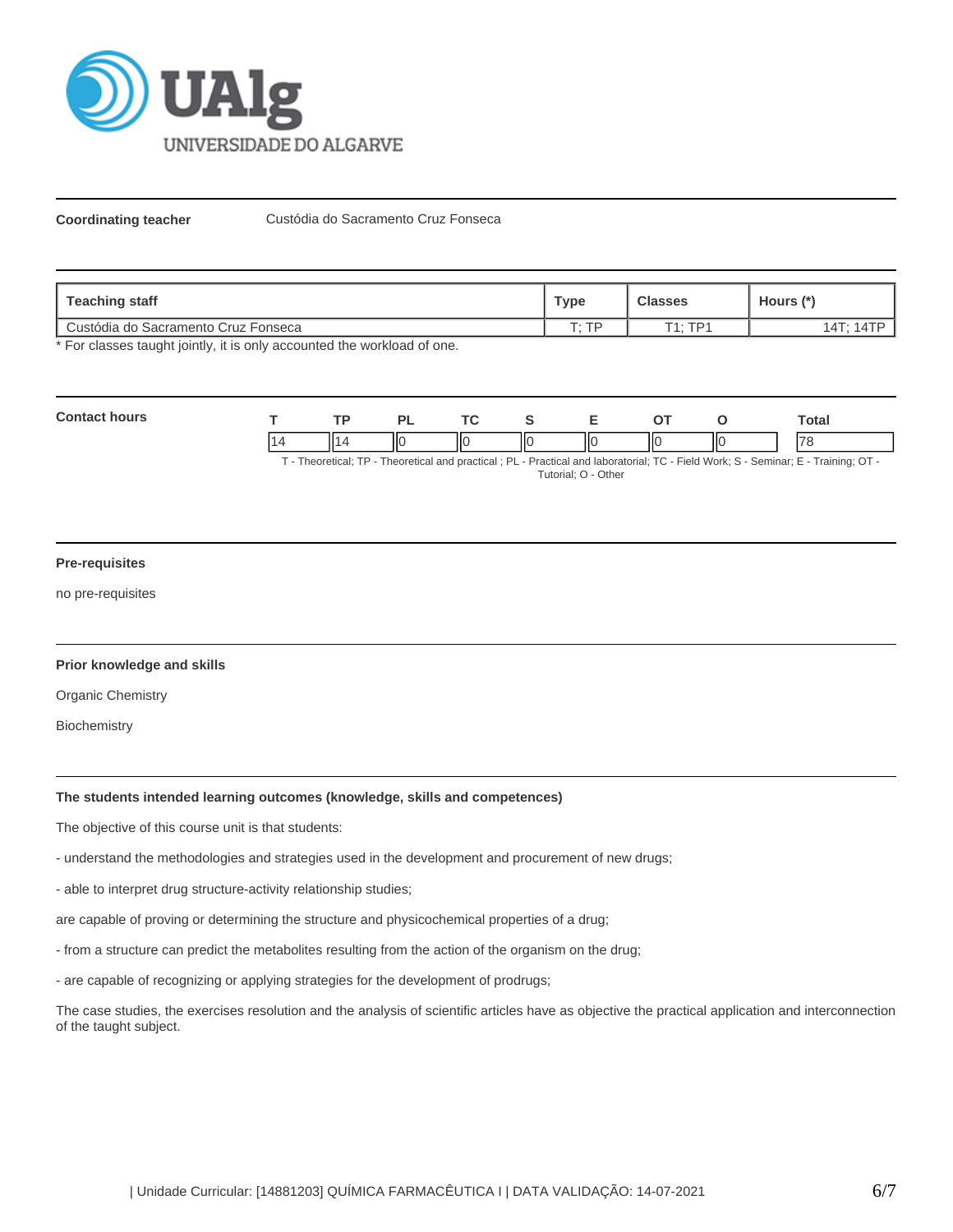**Coordinating teacher** Custódia do Sacramento Cruz Fonseca

| Teaching staff | Type | Classes | Hours (*) |
|---|---|---|---|
| Custódia do Sacramento Cruz Fonseca | T; TP | T1; TP1 | 14T; 14TP |

* For classes taught jointly, it is only accounted the workload of one.

**Contact hours**

| T | TP | PL | TC | S | E | OT | O | Total |
|---|---|---|---|---|---|---|---|---|
| 14 | 14 | 0 | 0 | 0 | 0 | 0 | 0 | 78 |

T - Theoretical; TP - Theoretical and practical ; PL - Practical and laboratorial; TC - Field Work; S - Seminar; E - Training; OT - Tutorial; O - Other

**Pre-requisites**

no pre-requisites

**Prior knowledge and skills**

Organic Chemistry

Biochemistry

**The students intended learning outcomes (knowledge, skills and competences)**

The objective of this course unit is that students:

- understand the methodologies and strategies used in the development and procurement of new drugs;

- able to interpret drug structure-activity relationship studies;

are capable of proving or determining the structure and physicochemical properties of a drug;

- from a structure can predict the metabolites resulting from the action of the organism on the drug;

- are capable of recognizing or applying strategies for the development of prodrugs;

The case studies, the exercises resolution and the analysis of scientific articles have as objective the practical application and interconnection of the taught subject.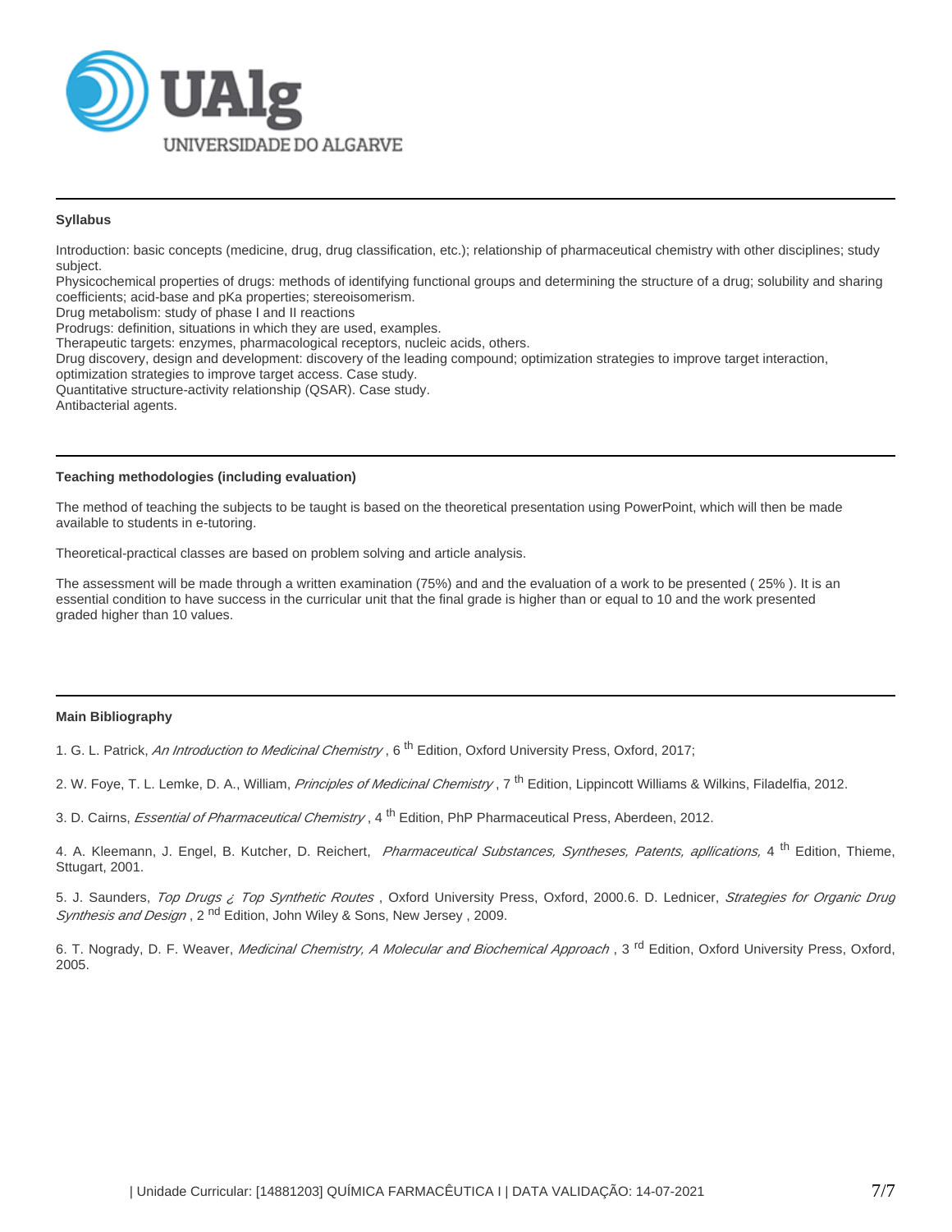## Syllabus

Introduction: basic concepts (medicine, drug, drug classification, etc.); relationship of pharmaceutical chemistry with other disciplines; study subject.
Physicochemical properties of drugs: methods of identifying functional groups and determining the structure of a drug; solubility and sharing coefficients; acid-base and pKa properties; stereoisomerism.
Drug metabolism: study of phase I and II reactions
Prodrugs: definition, situations in which they are used, examples.
Therapeutic targets: enzymes, pharmacological receptors, nucleic acids, others.
Drug discovery, design and development: discovery of the leading compound; optimization strategies to improve target interaction, optimization strategies to improve target access. Case study.
Quantitative structure-activity relationship (QSAR). Case study.
Antibacterial agents.

## Teaching methodologies (including evaluation)

The method of teaching the subjects to be taught is based on the theoretical presentation using PowerPoint, which will then be made available to students in e-tutoring.

Theoretical-practical classes are based on problem solving and article analysis.

The assessment will be made through a written examination (75%) and and the evaluation of a work to be presented ( 25% ). It is an essential condition to have success in the curricular unit that the final grade is higher than or equal to 10 and the work presented graded higher than 10 values.

## Main Bibliography

1. G. L. Patrick, *An Introduction to Medicinal Chemistry* , 6 th Edition, Oxford University Press, Oxford, 2017;

2. W. Foye, T. L. Lemke, D. A., William, *Principles of Medicinal Chemistry* , 7 th Edition, Lippincott Williams & Wilkins, Filadelfia, 2012.

3. D. Cairns, *Essential of Pharmaceutical Chemistry* , 4 th Edition, PhP Pharmaceutical Press, Aberdeen, 2012.

4. A. Kleemann, J. Engel, B. Kutcher, D. Reichert, *Pharmaceutical Substances, Syntheses, Patents, apllications,* 4 th Edition, Thieme, Sttugart, 2001.

5. J. Saunders, *Top Drugs ¿ Top Synthetic Routes* , Oxford University Press, Oxford, 2000.6. D. Lednicer, *Strategies for Organic Drug Synthesis and Design* , 2 nd Edition, John Wiley & Sons, New Jersey , 2009.

6. T. Nogrady, D. F. Weaver, *Medicinal Chemistry, A Molecular and Biochemical Approach* , 3 rd Edition, Oxford University Press, Oxford, 2005.